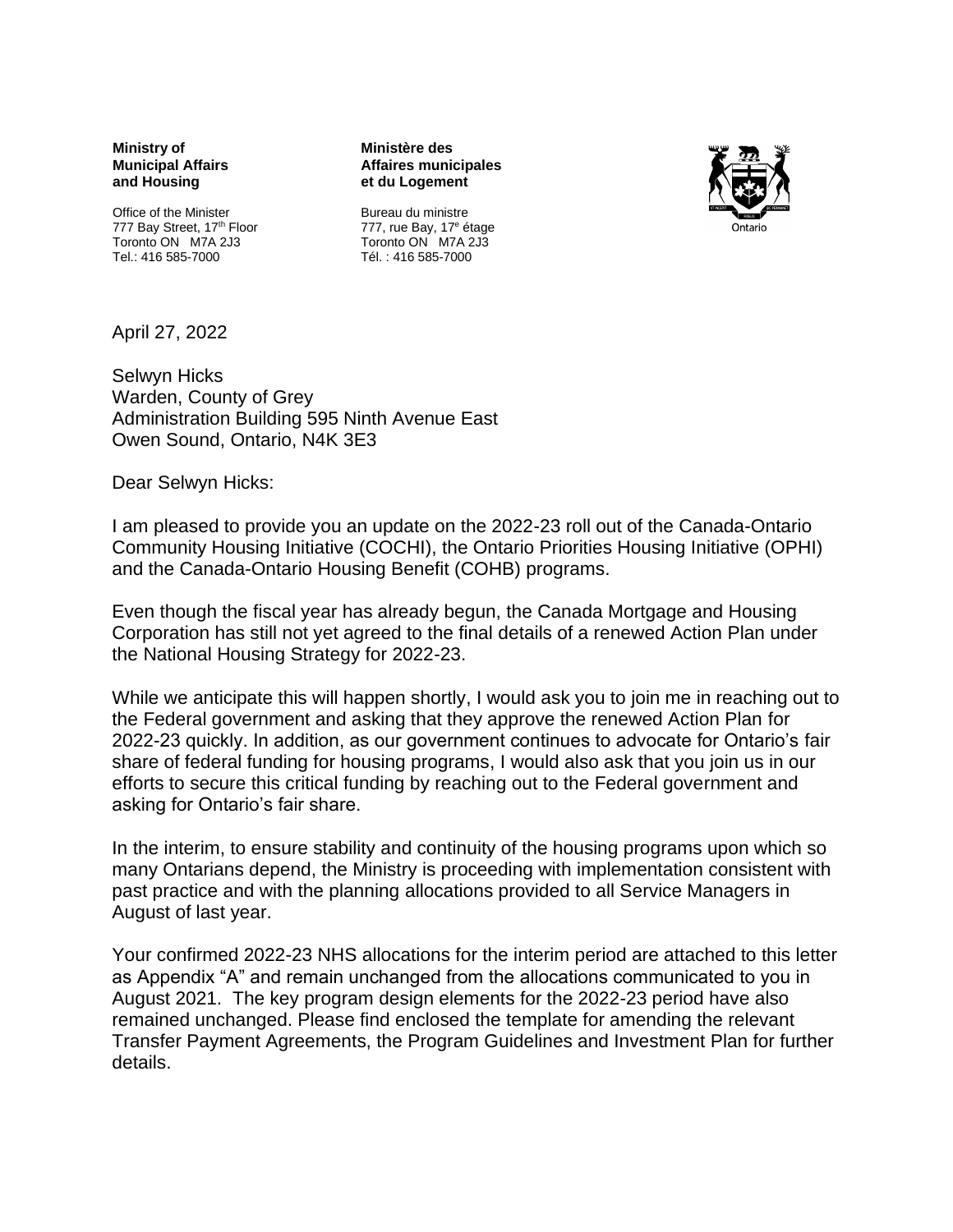**Ministry of Municipal Affairs and Housing**

Office of the Minister
777 Bay Street, 17th Floor
Toronto ON M7A 2J3
Tel.: 416 585-7000

**Ministère des Affaires municipales et du Logement**

Bureau du ministre
777, rue Bay, 17e étage
Toronto ON M7A 2J3
Tél. : 416 585-7000

Ontario

April 27, 2022

Selwyn Hicks
Warden, County of Grey
Administration Building 595 Ninth Avenue East
Owen Sound, Ontario, N4K 3E3

Dear Selwyn Hicks:

I am pleased to provide you an update on the 2022-23 roll out of the Canada-Ontario Community Housing Initiative (COCHI), the Ontario Priorities Housing Initiative (OPHI) and the Canada-Ontario Housing Benefit (COHB) programs.

Even though the fiscal year has already begun, the Canada Mortgage and Housing Corporation has still not yet agreed to the final details of a renewed Action Plan under the National Housing Strategy for 2022-23.

While we anticipate this will happen shortly, I would ask you to join me in reaching out to the Federal government and asking that they approve the renewed Action Plan for 2022-23 quickly. In addition, as our government continues to advocate for Ontario's fair share of federal funding for housing programs, I would also ask that you join us in our efforts to secure this critical funding by reaching out to the Federal government and asking for Ontario's fair share.

In the interim, to ensure stability and continuity of the housing programs upon which so many Ontarians depend, the Ministry is proceeding with implementation consistent with past practice and with the planning allocations provided to all Service Managers in August of last year.

Your confirmed 2022-23 NHS allocations for the interim period are attached to this letter as Appendix "A" and remain unchanged from the allocations communicated to you in August 2021. The key program design elements for the 2022-23 period have also remained unchanged. Please find enclosed the template for amending the relevant Transfer Payment Agreements, the Program Guidelines and Investment Plan for further details.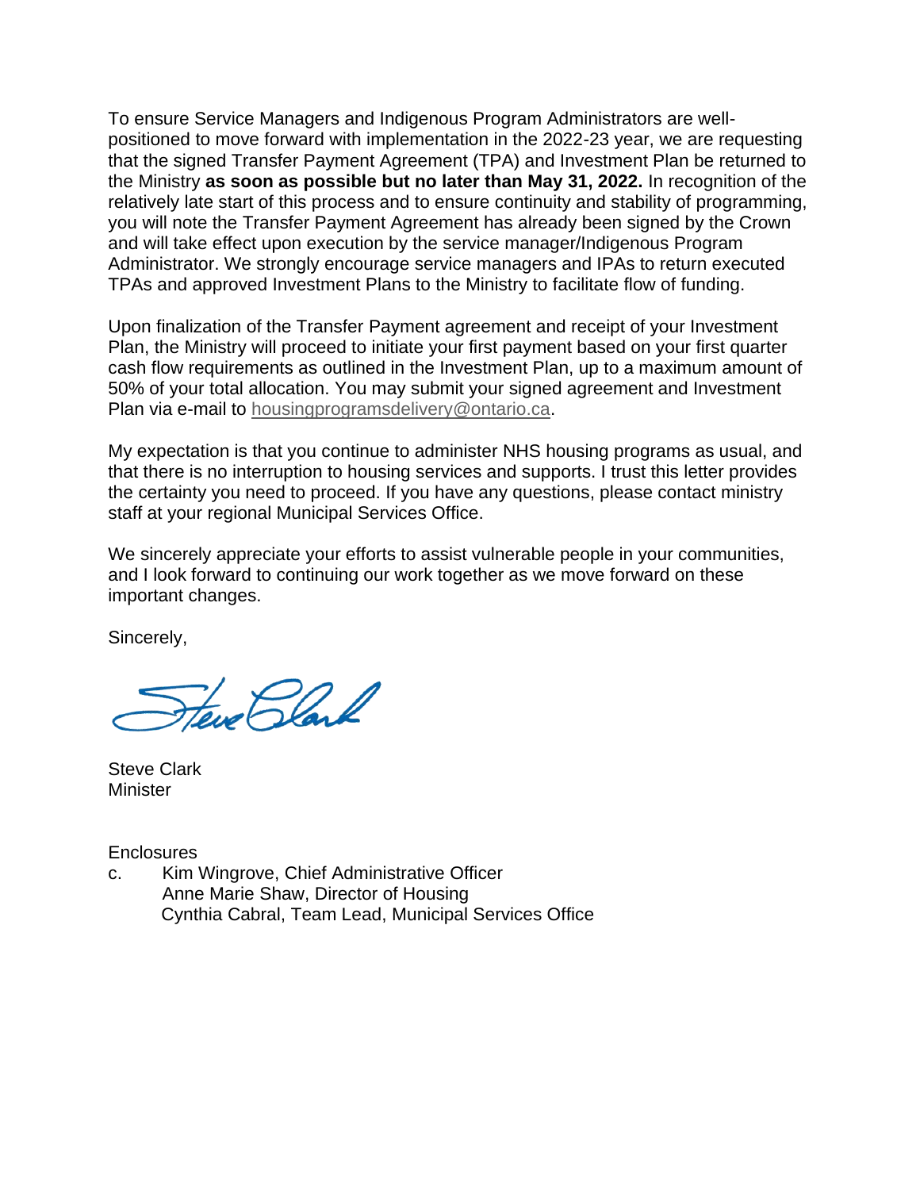To ensure Service Managers and Indigenous Program Administrators are well-positioned to move forward with implementation in the 2022-23 year, we are requesting that the signed Transfer Payment Agreement (TPA) and Investment Plan be returned to the Ministry **as soon as possible but no later than May 31, 2022.** In recognition of the relatively late start of this process and to ensure continuity and stability of programming, you will note the Transfer Payment Agreement has already been signed by the Crown and will take effect upon execution by the service manager/Indigenous Program Administrator. We strongly encourage service managers and IPAs to return executed TPAs and approved Investment Plans to the Ministry to facilitate flow of funding.

Upon finalization of the Transfer Payment agreement and receipt of your Investment Plan, the Ministry will proceed to initiate your first payment based on your first quarter cash flow requirements as outlined in the Investment Plan, up to a maximum amount of 50% of your total allocation. You may submit your signed agreement and Investment Plan via e-mail to housingprogramsdelivery@ontario.ca.

My expectation is that you continue to administer NHS housing programs as usual, and that there is no interruption to housing services and supports. I trust this letter provides the certainty you need to proceed. If you have any questions, please contact ministry staff at your regional Municipal Services Office.

We sincerely appreciate your efforts to assist vulnerable people in your communities, and I look forward to continuing our work together as we move forward on these important changes.

Sincerely,

Steve Clark
Minister

Enclosures

c. Kim Wingrove, Chief Administrative Officer
Anne Marie Shaw, Director of Housing
Cynthia Cabral, Team Lead, Municipal Services Office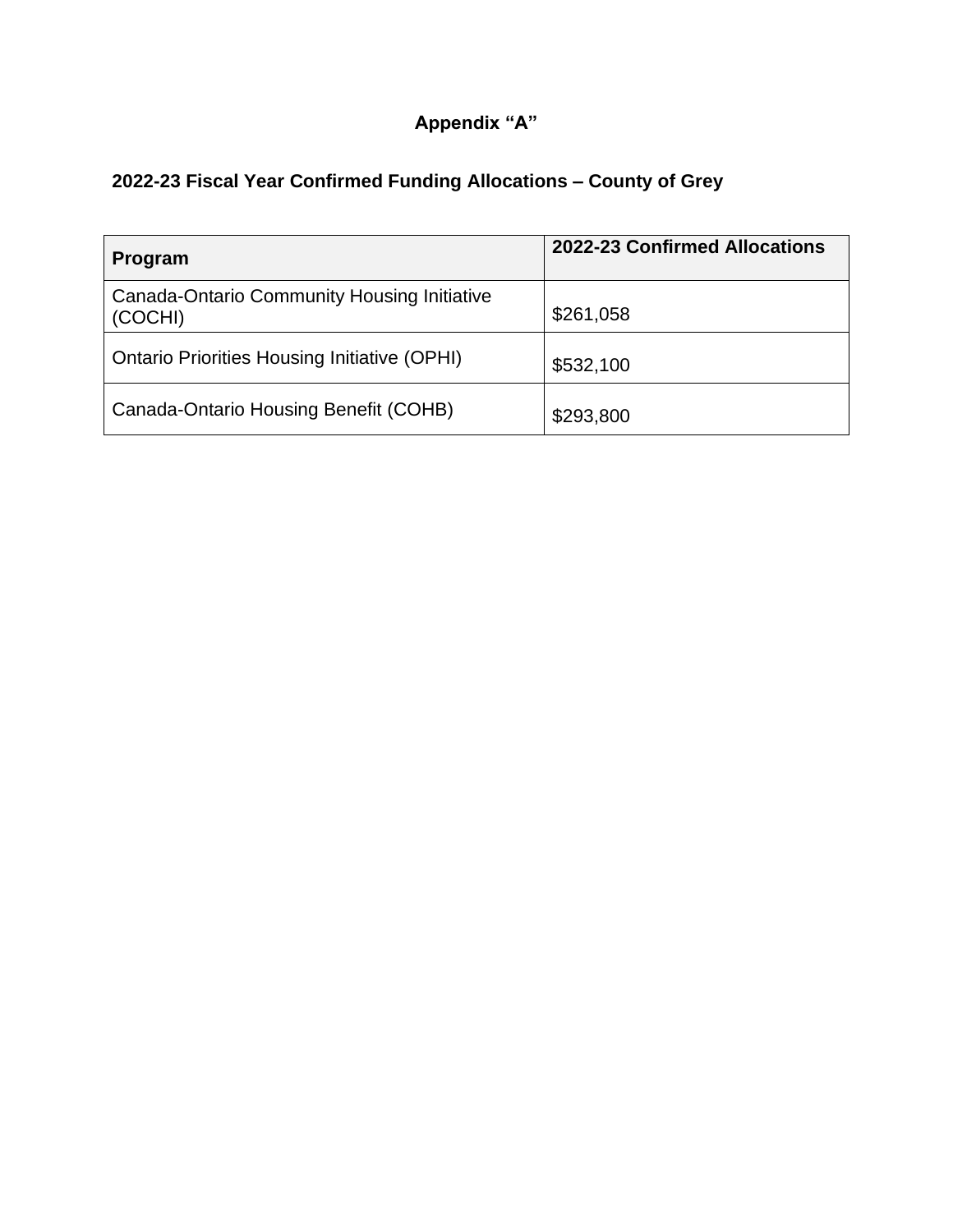# Appendix "A"

## 2022-23 Fiscal Year Confirmed Funding Allocations – County of Grey

| Program | 2022-23 Confirmed Allocations |
|---|---|
| Canada-Ontario Community Housing Initiative (COCHI) | $261,058 |
| Ontario Priorities Housing Initiative (OPHI) | $532,100 |
| Canada-Ontario Housing Benefit (COHB) | $293,800 |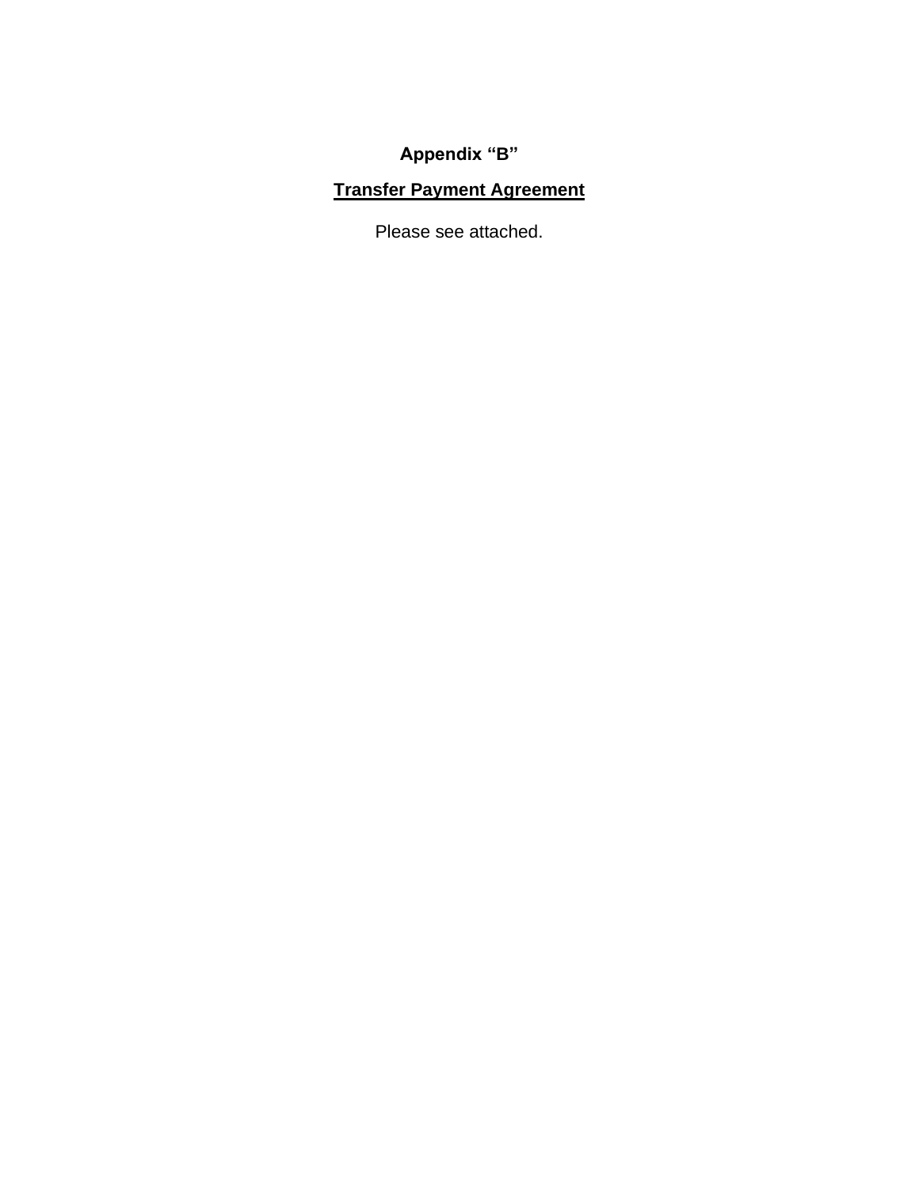## Appendix “B”

**<u>Transfer Payment Agreement</u>**

Please see attached.